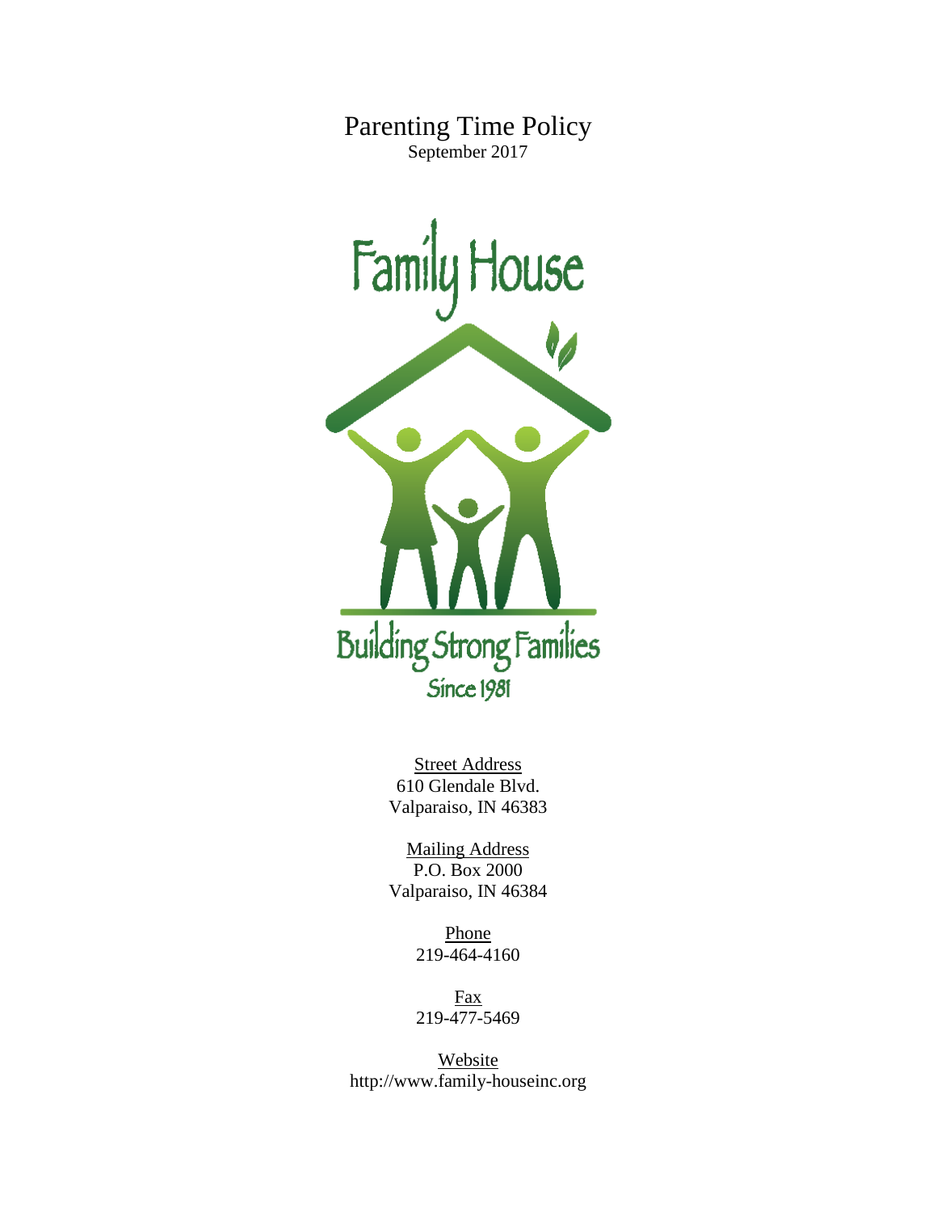# Parenting Time Policy

September 2017

Family House

Building Strong Families

Since 1981

Street Address
610 Glendale Blvd.
Valparaiso, IN 46383

Mailing Address
P.O. Box 2000
Valparaiso, IN 46384

Phone
219-464-4160

Fax
219-477-5469

Website
http://www.family-houseinc.org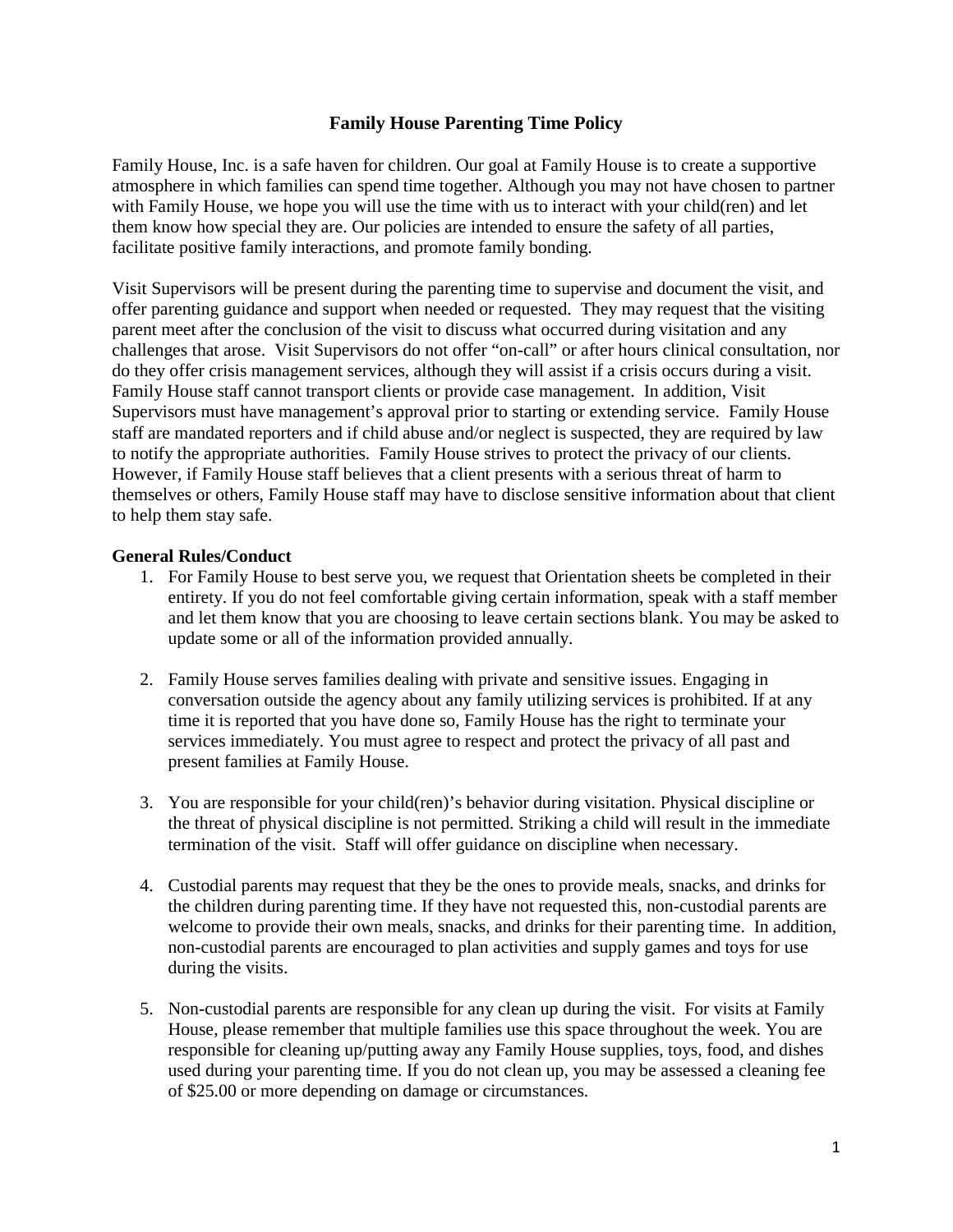## Family House Parenting Time Policy

Family House, Inc. is a safe haven for children. Our goal at Family House is to create a supportive atmosphere in which families can spend time together. Although you may not have chosen to partner with Family House, we hope you will use the time with us to interact with your child(ren) and let them know how special they are. Our policies are intended to ensure the safety of all parties, facilitate positive family interactions, and promote family bonding.

Visit Supervisors will be present during the parenting time to supervise and document the visit, and offer parenting guidance and support when needed or requested. They may request that the visiting parent meet after the conclusion of the visit to discuss what occurred during visitation and any challenges that arose. Visit Supervisors do not offer "on-call" or after hours clinical consultation, nor do they offer crisis management services, although they will assist if a crisis occurs during a visit. Family House staff cannot transport clients or provide case management. In addition, Visit Supervisors must have management's approval prior to starting or extending service. Family House staff are mandated reporters and if child abuse and/or neglect is suspected, they are required by law to notify the appropriate authorities. Family House strives to protect the privacy of our clients. However, if Family House staff believes that a client presents with a serious threat of harm to themselves or others, Family House staff may have to disclose sensitive information about that client to help them stay safe.

**General Rules/Conduct**

1. For Family House to best serve you, we request that Orientation sheets be completed in their entirety. If you do not feel comfortable giving certain information, speak with a staff member and let them know that you are choosing to leave certain sections blank. You may be asked to update some or all of the information provided annually.

2. Family House serves families dealing with private and sensitive issues. Engaging in conversation outside the agency about any family utilizing services is prohibited. If at any time it is reported that you have done so, Family House has the right to terminate your services immediately. You must agree to respect and protect the privacy of all past and present families at Family House.

3. You are responsible for your child(ren)'s behavior during visitation. Physical discipline or the threat of physical discipline is not permitted. Striking a child will result in the immediate termination of the visit. Staff will offer guidance on discipline when necessary.

4. Custodial parents may request that they be the ones to provide meals, snacks, and drinks for the children during parenting time. If they have not requested this, non-custodial parents are welcome to provide their own meals, snacks, and drinks for their parenting time. In addition, non-custodial parents are encouraged to plan activities and supply games and toys for use during the visits.

5. Non-custodial parents are responsible for any clean up during the visit. For visits at Family House, please remember that multiple families use this space throughout the week. You are responsible for cleaning up/putting away any Family House supplies, toys, food, and dishes used during your parenting time. If you do not clean up, you may be assessed a cleaning fee of $25.00 or more depending on damage or circumstances.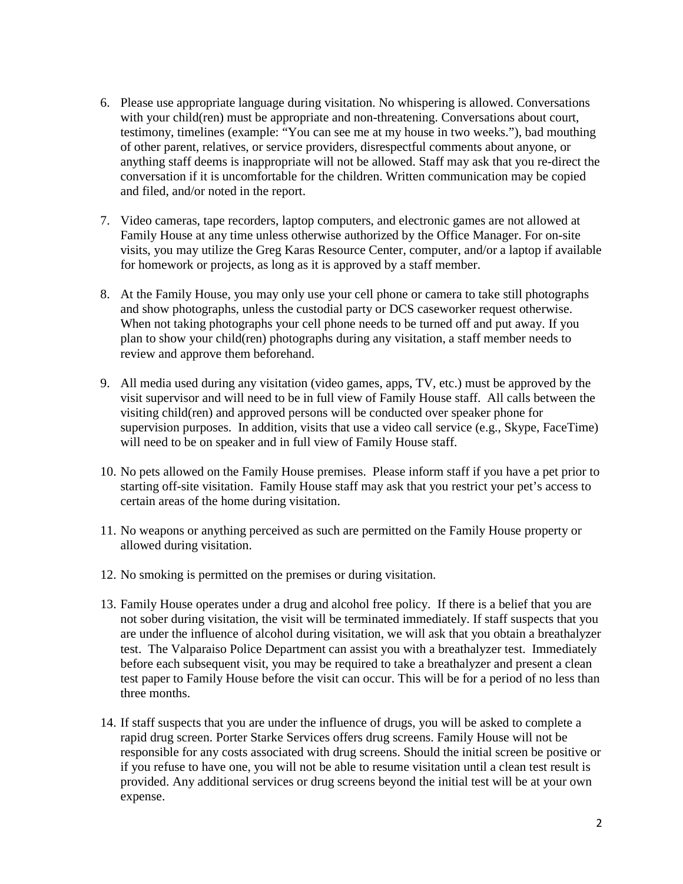6. Please use appropriate language during visitation. No whispering is allowed. Conversations with your child(ren) must be appropriate and non-threatening. Conversations about court, testimony, timelines (example: "You can see me at my house in two weeks."), bad mouthing of other parent, relatives, or service providers, disrespectful comments about anyone, or anything staff deems is inappropriate will not be allowed. Staff may ask that you re-direct the conversation if it is uncomfortable for the children. Written communication may be copied and filed, and/or noted in the report.

7. Video cameras, tape recorders, laptop computers, and electronic games are not allowed at Family House at any time unless otherwise authorized by the Office Manager. For on-site visits, you may utilize the Greg Karas Resource Center, computer, and/or a laptop if available for homework or projects, as long as it is approved by a staff member.

8. At the Family House, you may only use your cell phone or camera to take still photographs and show photographs, unless the custodial party or DCS caseworker request otherwise. When not taking photographs your cell phone needs to be turned off and put away. If you plan to show your child(ren) photographs during any visitation, a staff member needs to review and approve them beforehand.

9. All media used during any visitation (video games, apps, TV, etc.) must be approved by the visit supervisor and will need to be in full view of Family House staff. All calls between the visiting child(ren) and approved persons will be conducted over speaker phone for supervision purposes. In addition, visits that use a video call service (e.g., Skype, FaceTime) will need to be on speaker and in full view of Family House staff.

10. No pets allowed on the Family House premises. Please inform staff if you have a pet prior to starting off-site visitation. Family House staff may ask that you restrict your pet's access to certain areas of the home during visitation.

11. No weapons or anything perceived as such are permitted on the Family House property or allowed during visitation.

12. No smoking is permitted on the premises or during visitation.

13. Family House operates under a drug and alcohol free policy. If there is a belief that you are not sober during visitation, the visit will be terminated immediately. If staff suspects that you are under the influence of alcohol during visitation, we will ask that you obtain a breathalyzer test. The Valparaiso Police Department can assist you with a breathalyzer test. Immediately before each subsequent visit, you may be required to take a breathalyzer and present a clean test paper to Family House before the visit can occur. This will be for a period of no less than three months.

14. If staff suspects that you are under the influence of drugs, you will be asked to complete a rapid drug screen. Porter Starke Services offers drug screens. Family House will not be responsible for any costs associated with drug screens. Should the initial screen be positive or if you refuse to have one, you will not be able to resume visitation until a clean test result is provided. Any additional services or drug screens beyond the initial test will be at your own expense.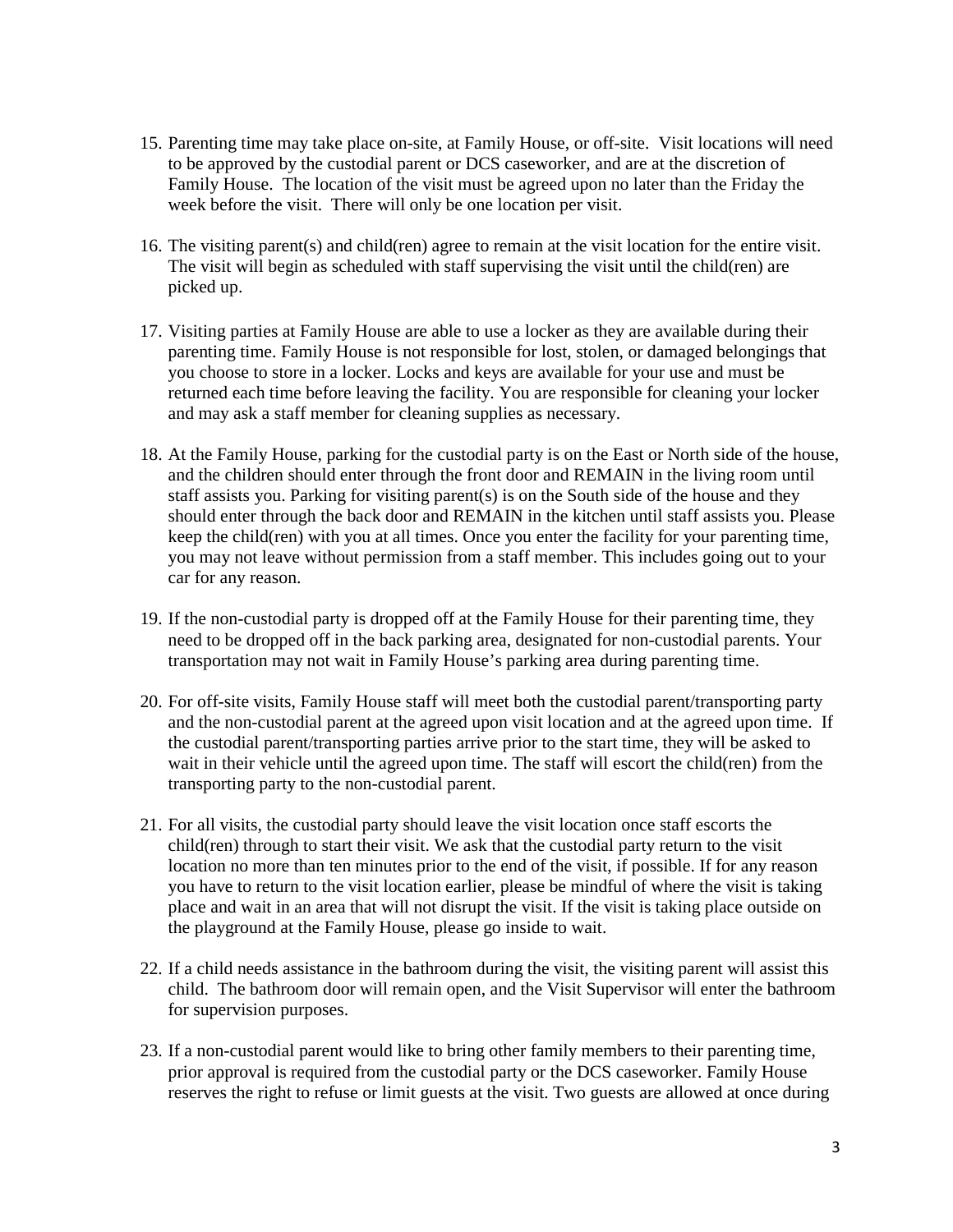15. Parenting time may take place on-site, at Family House, or off-site. Visit locations will need to be approved by the custodial parent or DCS caseworker, and are at the discretion of Family House. The location of the visit must be agreed upon no later than the Friday the week before the visit. There will only be one location per visit.

16. The visiting parent(s) and child(ren) agree to remain at the visit location for the entire visit. The visit will begin as scheduled with staff supervising the visit until the child(ren) are picked up.

17. Visiting parties at Family House are able to use a locker as they are available during their parenting time. Family House is not responsible for lost, stolen, or damaged belongings that you choose to store in a locker. Locks and keys are available for your use and must be returned each time before leaving the facility. You are responsible for cleaning your locker and may ask a staff member for cleaning supplies as necessary.

18. At the Family House, parking for the custodial party is on the East or North side of the house, and the children should enter through the front door and REMAIN in the living room until staff assists you. Parking for visiting parent(s) is on the South side of the house and they should enter through the back door and REMAIN in the kitchen until staff assists you. Please keep the child(ren) with you at all times. Once you enter the facility for your parenting time, you may not leave without permission from a staff member. This includes going out to your car for any reason.

19. If the non-custodial party is dropped off at the Family House for their parenting time, they need to be dropped off in the back parking area, designated for non-custodial parents. Your transportation may not wait in Family House's parking area during parenting time.

20. For off-site visits, Family House staff will meet both the custodial parent/transporting party and the non-custodial parent at the agreed upon visit location and at the agreed upon time. If the custodial parent/transporting parties arrive prior to the start time, they will be asked to wait in their vehicle until the agreed upon time. The staff will escort the child(ren) from the transporting party to the non-custodial parent.

21. For all visits, the custodial party should leave the visit location once staff escorts the child(ren) through to start their visit. We ask that the custodial party return to the visit location no more than ten minutes prior to the end of the visit, if possible. If for any reason you have to return to the visit location earlier, please be mindful of where the visit is taking place and wait in an area that will not disrupt the visit. If the visit is taking place outside on the playground at the Family House, please go inside to wait.

22. If a child needs assistance in the bathroom during the visit, the visiting parent will assist this child. The bathroom door will remain open, and the Visit Supervisor will enter the bathroom for supervision purposes.

23. If a non-custodial parent would like to bring other family members to their parenting time, prior approval is required from the custodial party or the DCS caseworker. Family House reserves the right to refuse or limit guests at the visit. Two guests are allowed at once during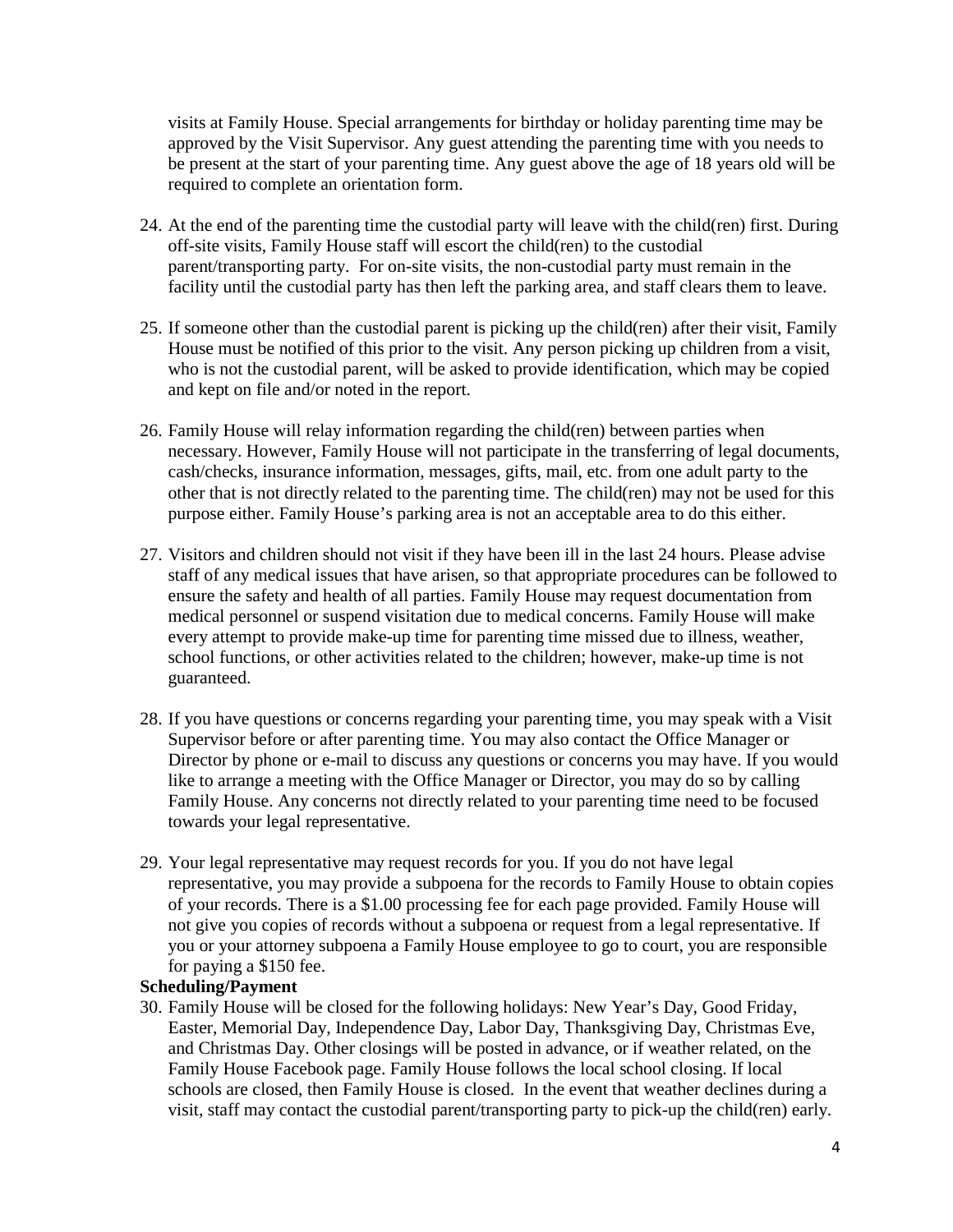visits at Family House. Special arrangements for birthday or holiday parenting time may be approved by the Visit Supervisor. Any guest attending the parenting time with you needs to be present at the start of your parenting time. Any guest above the age of 18 years old will be required to complete an orientation form.

24. At the end of the parenting time the custodial party will leave with the child(ren) first. During off-site visits, Family House staff will escort the child(ren) to the custodial parent/transporting party. For on-site visits, the non-custodial party must remain in the facility until the custodial party has then left the parking area, and staff clears them to leave.

25. If someone other than the custodial parent is picking up the child(ren) after their visit, Family House must be notified of this prior to the visit. Any person picking up children from a visit, who is not the custodial parent, will be asked to provide identification, which may be copied and kept on file and/or noted in the report.

26. Family House will relay information regarding the child(ren) between parties when necessary. However, Family House will not participate in the transferring of legal documents, cash/checks, insurance information, messages, gifts, mail, etc. from one adult party to the other that is not directly related to the parenting time. The child(ren) may not be used for this purpose either. Family House's parking area is not an acceptable area to do this either.

27. Visitors and children should not visit if they have been ill in the last 24 hours. Please advise staff of any medical issues that have arisen, so that appropriate procedures can be followed to ensure the safety and health of all parties. Family House may request documentation from medical personnel or suspend visitation due to medical concerns. Family House will make every attempt to provide make-up time for parenting time missed due to illness, weather, school functions, or other activities related to the children; however, make-up time is not guaranteed.

28. If you have questions or concerns regarding your parenting time, you may speak with a Visit Supervisor before or after parenting time. You may also contact the Office Manager or Director by phone or e-mail to discuss any questions or concerns you may have. If you would like to arrange a meeting with the Office Manager or Director, you may do so by calling Family House. Any concerns not directly related to your parenting time need to be focused towards your legal representative.

29. Your legal representative may request records for you. If you do not have legal representative, you may provide a subpoena for the records to Family House to obtain copies of your records. There is a $1.00 processing fee for each page provided. Family House will not give you copies of records without a subpoena or request from a legal representative. If you or your attorney subpoena a Family House employee to go to court, you are responsible for paying a $150 fee.

**Scheduling/Payment**

30. Family House will be closed for the following holidays: New Year's Day, Good Friday, Easter, Memorial Day, Independence Day, Labor Day, Thanksgiving Day, Christmas Eve, and Christmas Day. Other closings will be posted in advance, or if weather related, on the Family House Facebook page. Family House follows the local school closing. If local schools are closed, then Family House is closed. In the event that weather declines during a visit, staff may contact the custodial parent/transporting party to pick-up the child(ren) early.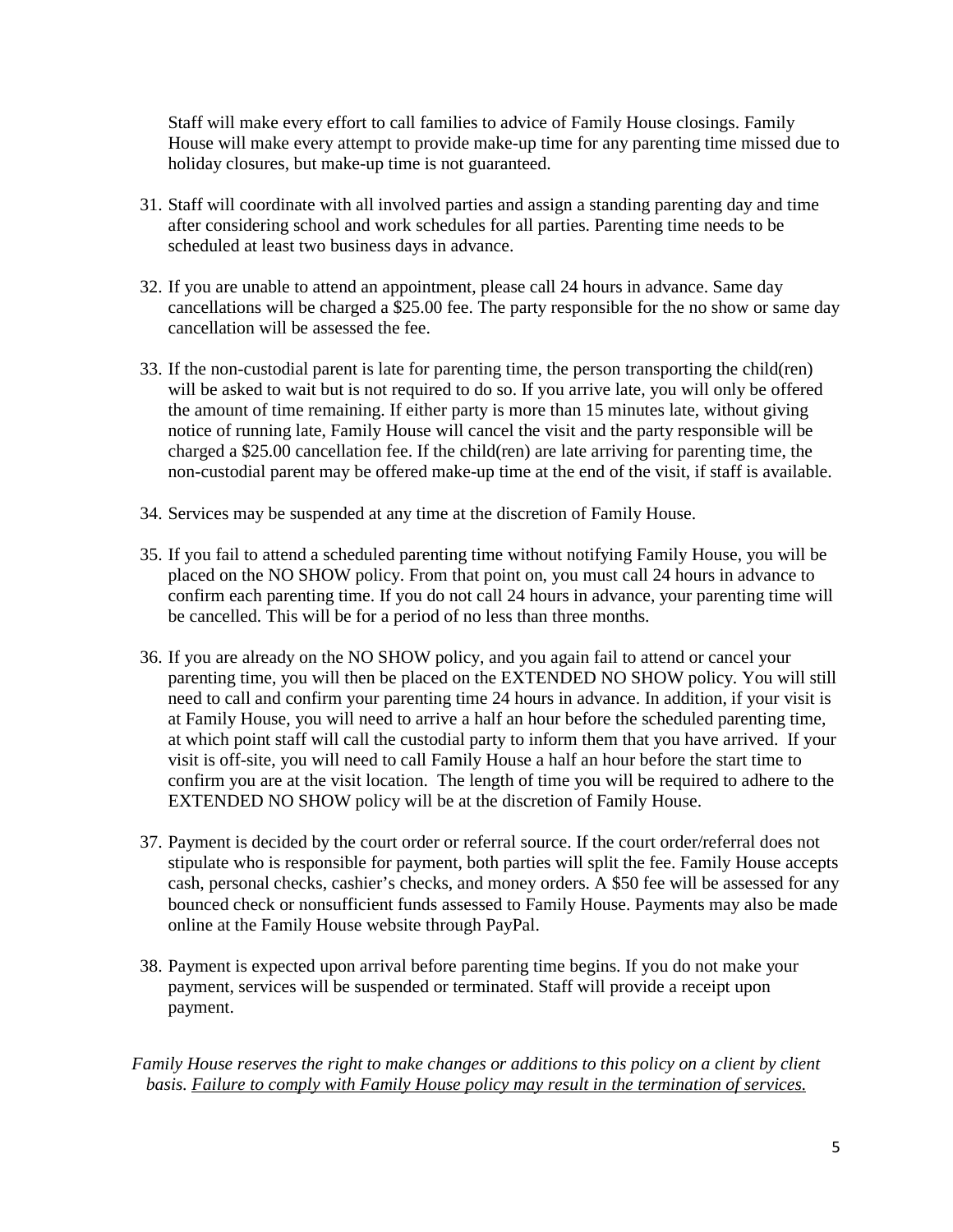Staff will make every effort to call families to advice of Family House closings. Family House will make every attempt to provide make-up time for any parenting time missed due to holiday closures, but make-up time is not guaranteed.

31. Staff will coordinate with all involved parties and assign a standing parenting day and time after considering school and work schedules for all parties. Parenting time needs to be scheduled at least two business days in advance.

32. If you are unable to attend an appointment, please call 24 hours in advance. Same day cancellations will be charged a $25.00 fee. The party responsible for the no show or same day cancellation will be assessed the fee.

33. If the non-custodial parent is late for parenting time, the person transporting the child(ren) will be asked to wait but is not required to do so. If you arrive late, you will only be offered the amount of time remaining. If either party is more than 15 minutes late, without giving notice of running late, Family House will cancel the visit and the party responsible will be charged a $25.00 cancellation fee. If the child(ren) are late arriving for parenting time, the non-custodial parent may be offered make-up time at the end of the visit, if staff is available.

34. Services may be suspended at any time at the discretion of Family House.

35. If you fail to attend a scheduled parenting time without notifying Family House, you will be placed on the NO SHOW policy. From that point on, you must call 24 hours in advance to confirm each parenting time. If you do not call 24 hours in advance, your parenting time will be cancelled. This will be for a period of no less than three months.

36. If you are already on the NO SHOW policy, and you again fail to attend or cancel your parenting time, you will then be placed on the EXTENDED NO SHOW policy. You will still need to call and confirm your parenting time 24 hours in advance. In addition, if your visit is at Family House, you will need to arrive a half an hour before the scheduled parenting time, at which point staff will call the custodial party to inform them that you have arrived. If your visit is off-site, you will need to call Family House a half an hour before the start time to confirm you are at the visit location. The length of time you will be required to adhere to the EXTENDED NO SHOW policy will be at the discretion of Family House.

37. Payment is decided by the court order or referral source. If the court order/referral does not stipulate who is responsible for payment, both parties will split the fee. Family House accepts cash, personal checks, cashier's checks, and money orders. A $50 fee will be assessed for any bounced check or nonsufficient funds assessed to Family House. Payments may also be made online at the Family House website through PayPal.

38. Payment is expected upon arrival before parenting time begins. If you do not make your payment, services will be suspended or terminated. Staff will provide a receipt upon payment.

*Family House reserves the right to make changes or additions to this policy on a client by client basis. <u>Failure to comply with Family House policy may result in the termination of services.</u>*